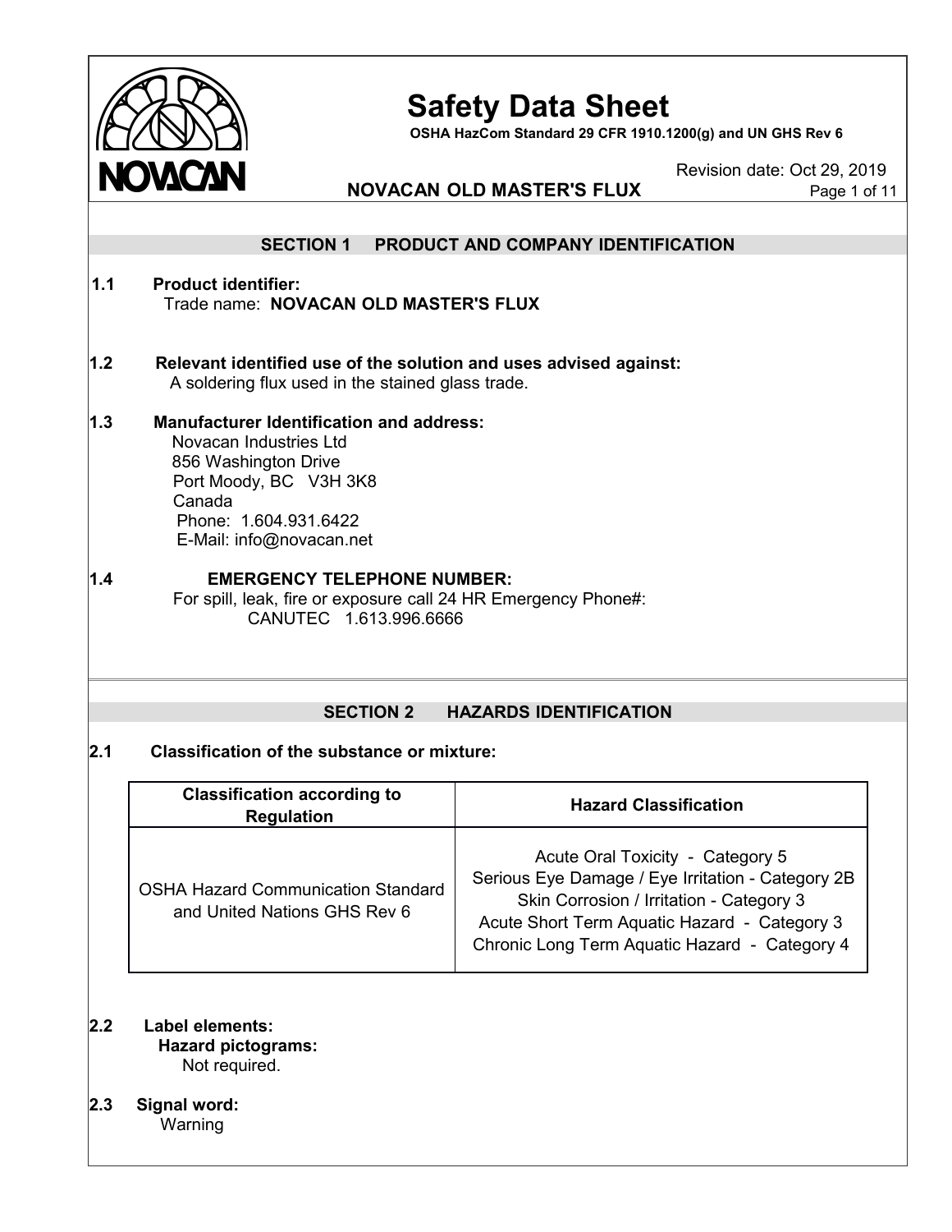# Safety Data Sheet

**OSHA HazCom Standard 29 CFR 1910.1200(g) and UN GHS Rev 6**

Revision date: Oct 29, 2019

**NOVACAN OLD MASTER'S FLUX**

## SECTION 1 PRODUCT AND COMPANY IDENTIFICATION

**1.1 Product identifier:**
Trade name: **NOVACAN OLD MASTER'S FLUX**

**1.2 Relevant identified use of the solution and uses advised against:**
A soldering flux used in the stained glass trade.

**1.3 Manufacturer Identification and address:**
Novacan Industries Ltd
856 Washington Drive
Port Moody, BC V3H 3K8
Canada
Phone: 1.604.931.6422
E-Mail: info@novacan.net

**1.4 EMERGENCY TELEPHONE NUMBER:**
For spill, leak, fire or exposure call 24 HR Emergency Phone#:
CANUTEC 1.613.996.6666

## SECTION 2 HAZARDS IDENTIFICATION

**2.1 Classification of the substance or mixture:**

| Classification according to Regulation | Hazard Classification |
|---|---|
| OSHA Hazard Communication Standard and United Nations GHS Rev 6 | Acute Oral Toxicity - Category 5<br>Serious Eye Damage / Eye Irritation - Category 2B<br>Skin Corrosion / Irritation - Category 3<br>Acute Short Term Aquatic Hazard - Category 3<br>Chronic Long Term Aquatic Hazard - Category 4 |

**2.2 Label elements:**
**Hazard pictograms:**
Not required.

**2.3 Signal word:**
Warning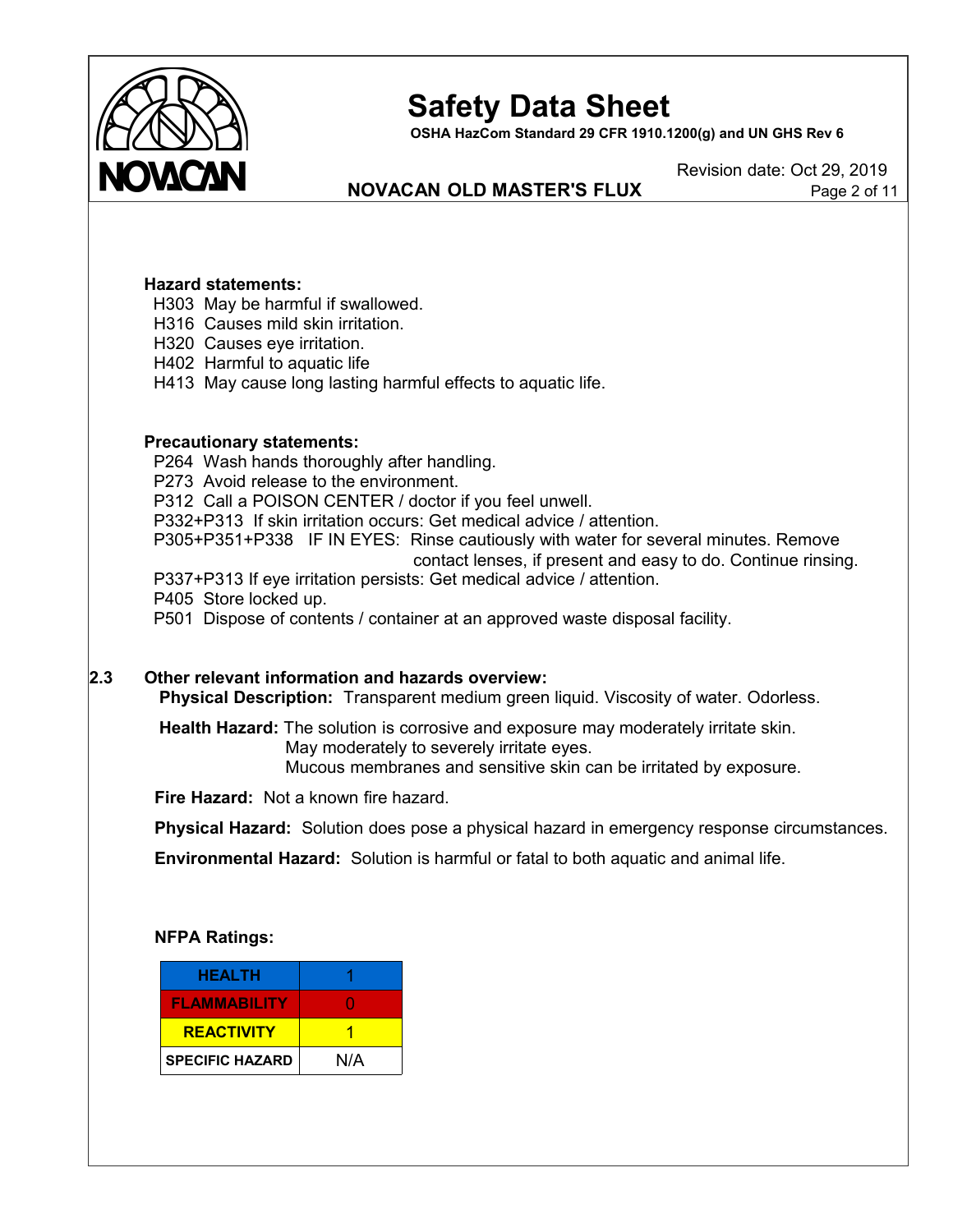**Hazard statements:**

H303 May be harmful if swallowed.
H316 Causes mild skin irritation.
H320 Causes eye irritation.
H402 Harmful to aquatic life
H413 May cause long lasting harmful effects to aquatic life.

**Precautionary statements:**

P264 Wash hands thoroughly after handling.
P273 Avoid release to the environment.
P312 Call a POISON CENTER / doctor if you feel unwell.
P332+P313 If skin irritation occurs: Get medical advice / attention.
P305+P351+P338 IF IN EYES: Rinse cautiously with water for several minutes. Remove contact lenses, if present and easy to do. Continue rinsing.
P337+P313 If eye irritation persists: Get medical advice / attention.
P405 Store locked up.
P501 Dispose of contents / container at an approved waste disposal facility.

## 2.3 Other relevant information and hazards overview:

**Physical Description:** Transparent medium green liquid. Viscosity of water. Odorless.

**Health Hazard:** The solution is corrosive and exposure may moderately irritate skin. May moderately to severely irritate eyes. Mucous membranes and sensitive skin can be irritated by exposure.

**Fire Hazard:** Not a known fire hazard.

**Physical Hazard:** Solution does pose a physical hazard in emergency response circumstances.

**Environmental Hazard:** Solution is harmful or fatal to both aquatic and animal life.

**NFPA Ratings:**

| HEALTH | 1 |
|---|---|
| FLAMMABILITY | 0 |
| REACTIVITY | 1 |
| SPECIFIC HAZARD | N/A |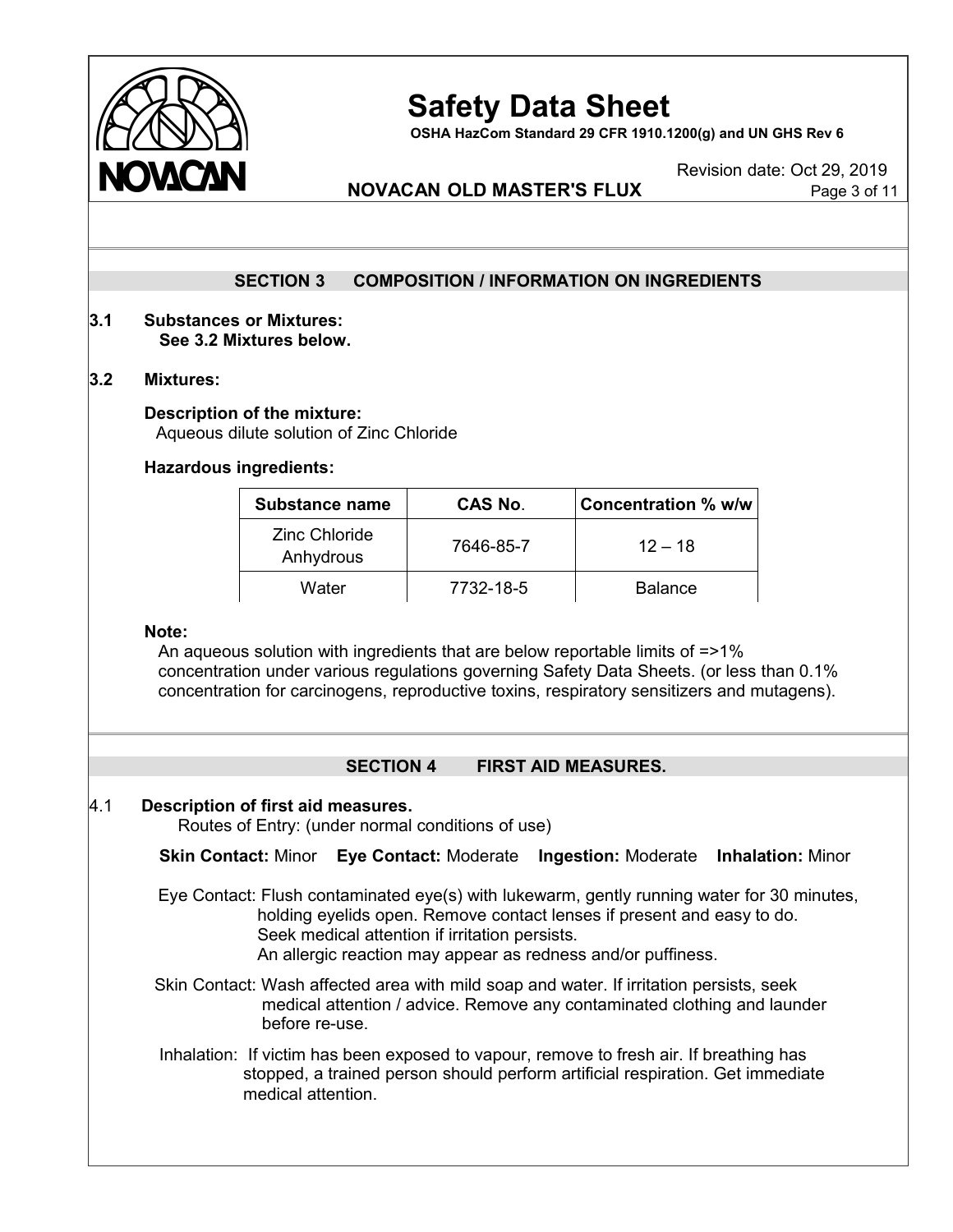## SECTION 3 COMPOSITION / INFORMATION ON INGREDIENTS

**3.1 Substances or Mixtures:**
**See 3.2 Mixtures below.**

**3.2 Mixtures:**

**Description of the mixture:**
Aqueous dilute solution of Zinc Chloride

**Hazardous ingredients:**

| Substance name | CAS No. | Concentration % w/w |
|---|---|---|
| Zinc Chloride Anhydrous | 7646-85-7 | 12 – 18 |
| Water | 7732-18-5 | Balance |

**Note:**
An aqueous solution with ingredients that are below reportable limits of =>1% concentration under various regulations governing Safety Data Sheets. (or less than 0.1% concentration for carcinogens, reproductive toxins, respiratory sensitizers and mutagens).

## SECTION 4 FIRST AID MEASURES.

4.1 **Description of first aid measures.**
Routes of Entry: (under normal conditions of use)

**Skin Contact:** Minor **Eye Contact:** Moderate **Ingestion:** Moderate **Inhalation:** Minor

Eye Contact: Flush contaminated eye(s) with lukewarm, gently running water for 30 minutes, holding eyelids open. Remove contact lenses if present and easy to do. Seek medical attention if irritation persists. An allergic reaction may appear as redness and/or puffiness.

Skin Contact: Wash affected area with mild soap and water. If irritation persists, seek medical attention / advice. Remove any contaminated clothing and launder before re-use.

Inhalation: If victim has been exposed to vapour, remove to fresh air. If breathing has stopped, a trained person should perform artificial respiration. Get immediate medical attention.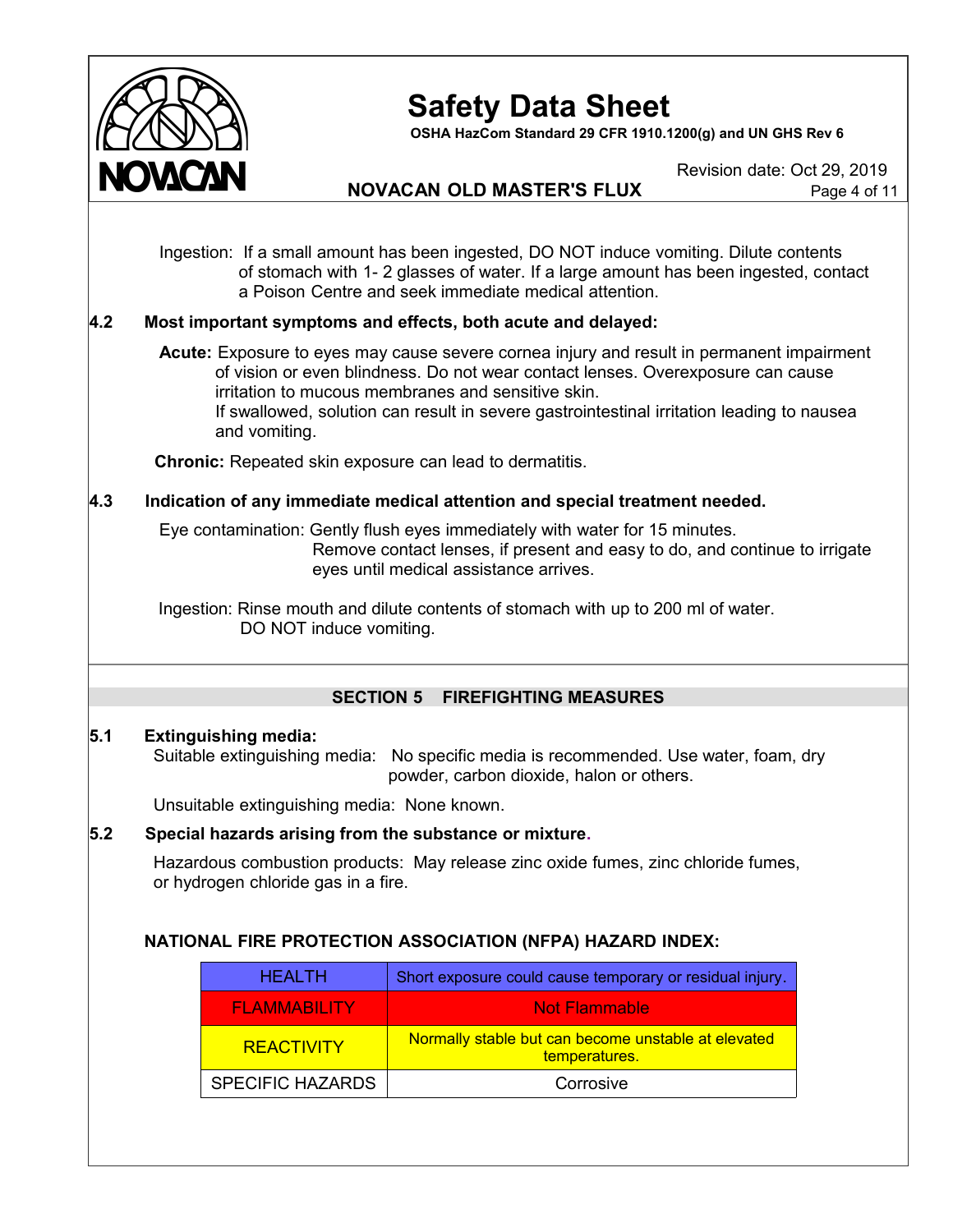Ingestion: If a small amount has been ingested, DO NOT induce vomiting. Dilute contents of stomach with 1- 2 glasses of water. If a large amount has been ingested, contact a Poison Centre and seek immediate medical attention.

**4.2 Most important symptoms and effects, both acute and delayed:**

**Acute:** Exposure to eyes may cause severe cornea injury and result in permanent impairment of vision or even blindness. Do not wear contact lenses. Overexposure can cause irritation to mucous membranes and sensitive skin.
If swallowed, solution can result in severe gastrointestinal irritation leading to nausea and vomiting.

**Chronic:** Repeated skin exposure can lead to dermatitis.

**4.3 Indication of any immediate medical attention and special treatment needed.**

Eye contamination: Gently flush eyes immediately with water for 15 minutes. Remove contact lenses, if present and easy to do, and continue to irrigate eyes until medical assistance arrives.

Ingestion: Rinse mouth and dilute contents of stomach with up to 200 ml of water. DO NOT induce vomiting.

## SECTION 5 FIREFIGHTING MEASURES

**5.1 Extinguishing media:**

Suitable extinguishing media: No specific media is recommended. Use water, foam, dry powder, carbon dioxide, halon or others.

Unsuitable extinguishing media: None known.

**5.2 Special hazards arising from the substance or mixture.**

Hazardous combustion products: May release zinc oxide fumes, zinc chloride fumes, or hydrogen chloride gas in a fire.

**NATIONAL FIRE PROTECTION ASSOCIATION (NFPA) HAZARD INDEX:**

| | |
|---|---|
| HEALTH | Short exposure could cause temporary or residual injury. |
| FLAMMABILITY | Not Flammable |
| REACTIVITY | Normally stable but can become unstable at elevated temperatures. |
| SPECIFIC HAZARDS | Corrosive |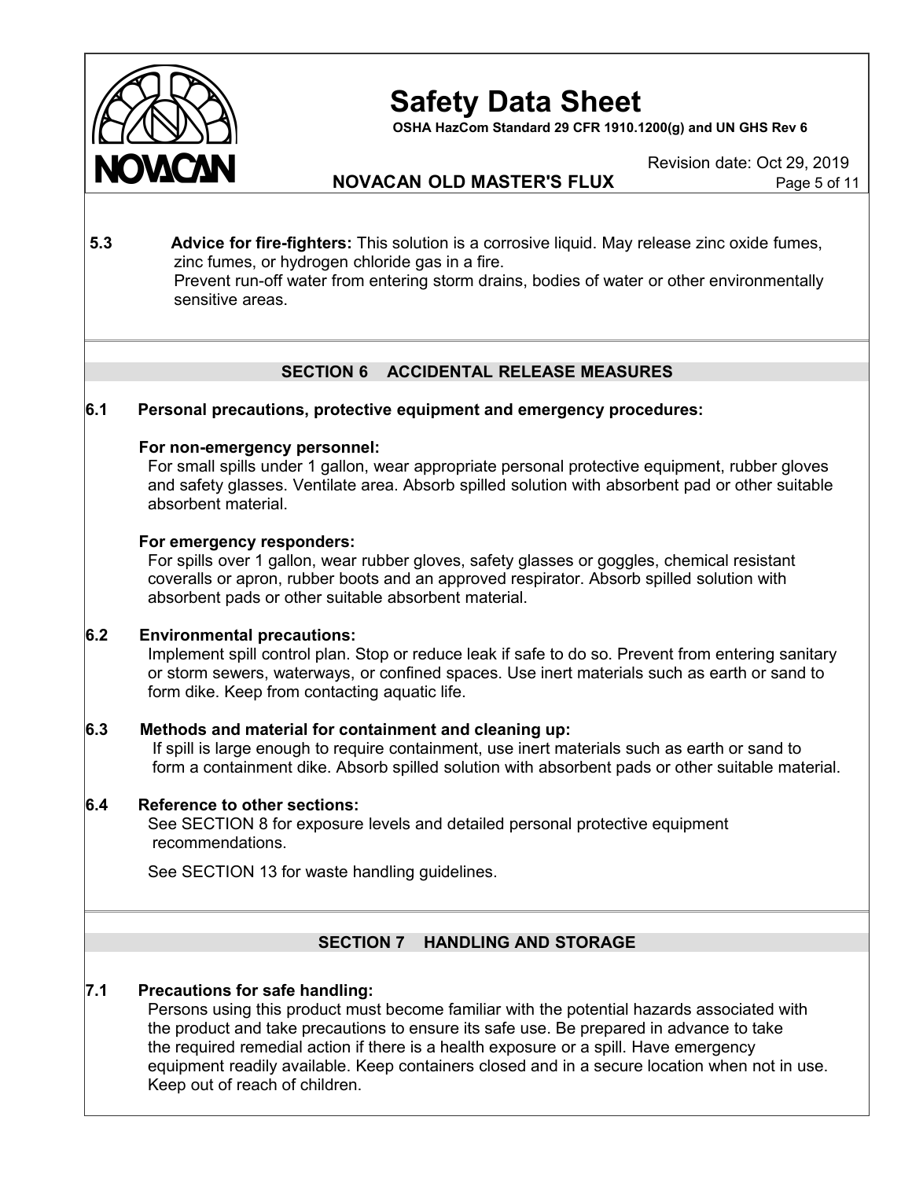**5.3 Advice for fire-fighters:** This solution is a corrosive liquid. May release zinc oxide fumes, zinc fumes, or hydrogen chloride gas in a fire.
Prevent run-off water from entering storm drains, bodies of water or other environmentally sensitive areas.

## SECTION 6 ACCIDENTAL RELEASE MEASURES

**6.1 Personal precautions, protective equipment and emergency procedures:**

**For non-emergency personnel:**
For small spills under 1 gallon, wear appropriate personal protective equipment, rubber gloves and safety glasses. Ventilate area. Absorb spilled solution with absorbent pad or other suitable absorbent material.

**For emergency responders:**
For spills over 1 gallon, wear rubber gloves, safety glasses or goggles, chemical resistant coveralls or apron, rubber boots and an approved respirator. Absorb spilled solution with absorbent pads or other suitable absorbent material.

**6.2 Environmental precautions:**
Implement spill control plan. Stop or reduce leak if safe to do so. Prevent from entering sanitary or storm sewers, waterways, or confined spaces. Use inert materials such as earth or sand to form dike. Keep from contacting aquatic life.

**6.3 Methods and material for containment and cleaning up:**
If spill is large enough to require containment, use inert materials such as earth or sand to form a containment dike. Absorb spilled solution with absorbent pads or other suitable material.

**6.4 Reference to other sections:**
See SECTION 8 for exposure levels and detailed personal protective equipment recommendations.

See SECTION 13 for waste handling guidelines.

## SECTION 7 HANDLING AND STORAGE

**7.1 Precautions for safe handling:**
Persons using this product must become familiar with the potential hazards associated with the product and take precautions to ensure its safe use. Be prepared in advance to take the required remedial action if there is a health exposure or a spill. Have emergency equipment readily available. Keep containers closed and in a secure location when not in use. Keep out of reach of children.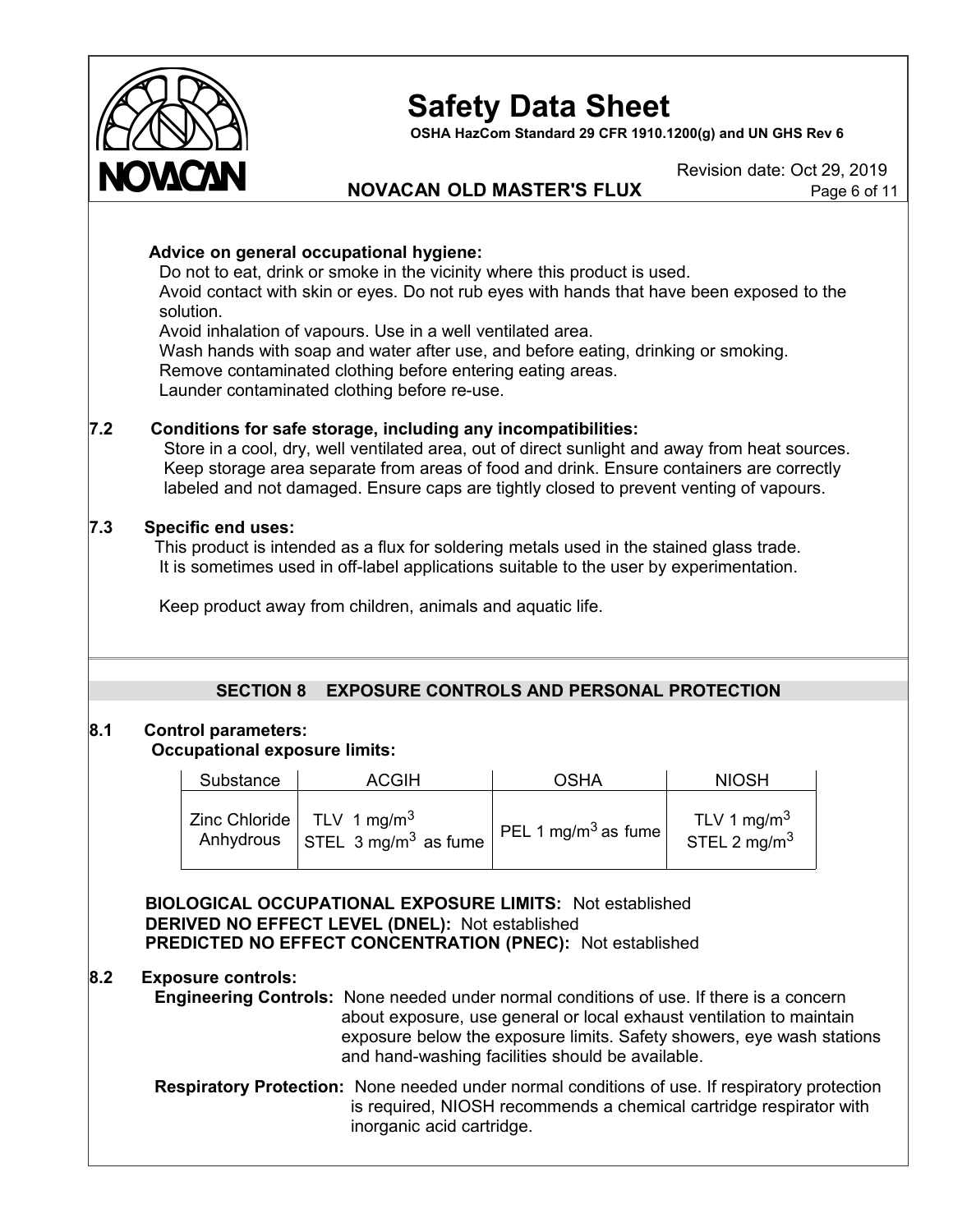**Advice on general occupational hygiene:**

Do not to eat, drink or smoke in the vicinity where this product is used.
Avoid contact with skin or eyes. Do not rub eyes with hands that have been exposed to the solution.
Avoid inhalation of vapours. Use in a well ventilated area.
Wash hands with soap and water after use, and before eating, drinking or smoking.
Remove contaminated clothing before entering eating areas.
Launder contaminated clothing before re-use.

**7.2 Conditions for safe storage, including any incompatibilities:**

Store in a cool, dry, well ventilated area, out of direct sunlight and away from heat sources. Keep storage area separate from areas of food and drink. Ensure containers are correctly labeled and not damaged. Ensure caps are tightly closed to prevent venting of vapours.

**7.3 Specific end uses:**

This product is intended as a flux for soldering metals used in the stained glass trade. It is sometimes used in off-label applications suitable to the user by experimentation.

Keep product away from children, animals and aquatic life.

## SECTION 8 EXPOSURE CONTROLS AND PERSONAL PROTECTION

**8.1 Control parameters:**

**Occupational exposure limits:**

| Substance | ACGIH | OSHA | NIOSH |
|---|---|---|---|
| Zinc Chloride Anhydrous | TLV 1 mg/$m^3$<br>STEL 3 mg/$m^3$ as fume | PEL 1 mg/$m^3$ as fume | TLV 1 mg/$m^3$<br>STEL 2 mg/$m^3$ |

**BIOLOGICAL OCCUPATIONAL EXPOSURE LIMITS:** Not established
**DERIVED NO EFFECT LEVEL (DNEL):** Not established
**PREDICTED NO EFFECT CONCENTRATION (PNEC):** Not established

**8.2 Exposure controls:**

**Engineering Controls:** None needed under normal conditions of use. If there is a concern about exposure, use general or local exhaust ventilation to maintain exposure below the exposure limits. Safety showers, eye wash stations and hand-washing facilities should be available.

**Respiratory Protection:** None needed under normal conditions of use. If respiratory protection is required, NIOSH recommends a chemical cartridge respirator with inorganic acid cartridge.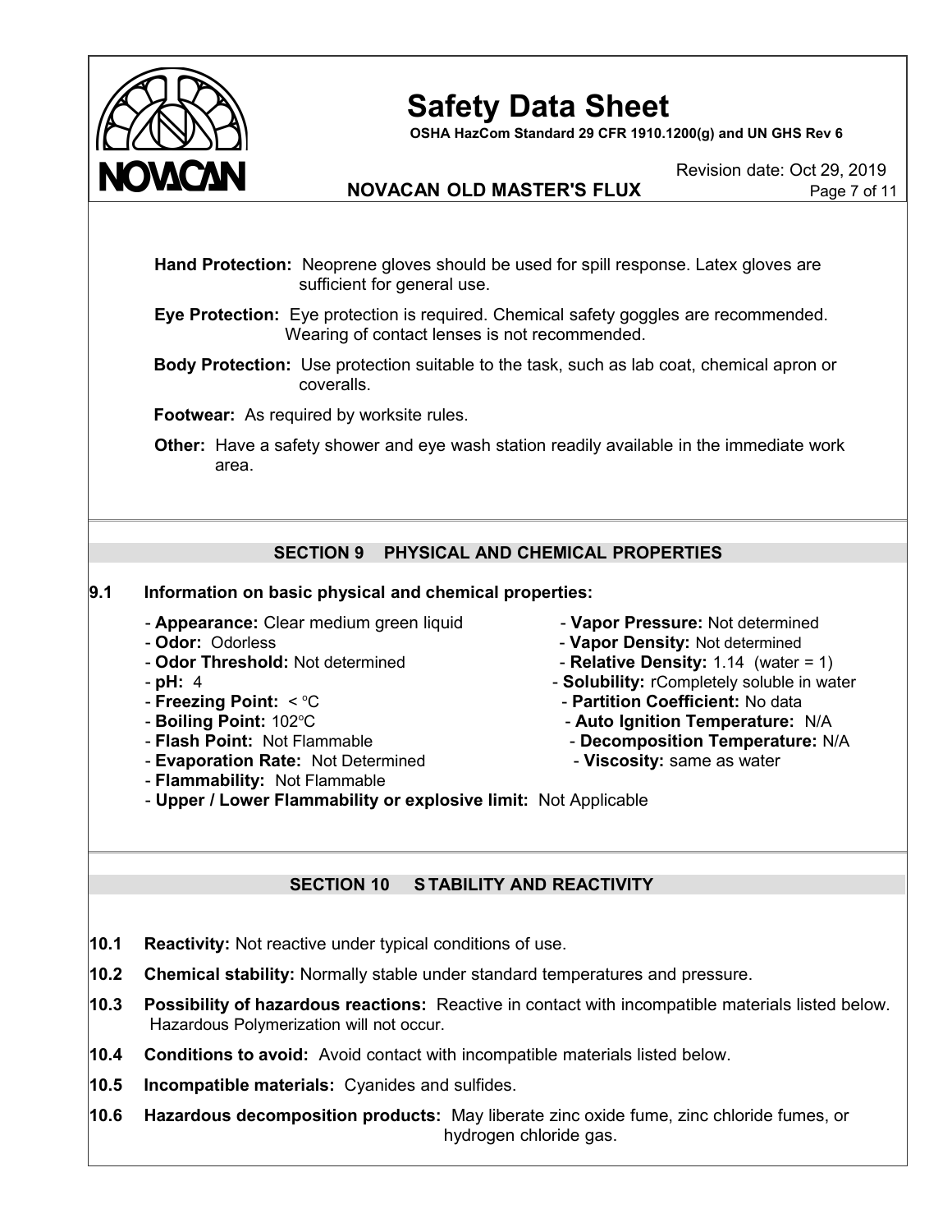**Hand Protection:** Neoprene gloves should be used for spill response. Latex gloves are sufficient for general use.

**Eye Protection:** Eye protection is required. Chemical safety goggles are recommended. Wearing of contact lenses is not recommended.

**Body Protection:** Use protection suitable to the task, such as lab coat, chemical apron or coveralls.

**Footwear:** As required by worksite rules.

**Other:** Have a safety shower and eye wash station readily available in the immediate work area.

## SECTION 9 PHYSICAL AND CHEMICAL PROPERTIES

**9.1 Information on basic physical and chemical properties:**

- **Appearance:** Clear medium green liquid
- **Odor:** Odorless
- **Odor Threshold:** Not determined
- **pH:** 4
- **Freezing Point:** < °C
- **Boiling Point:** 102°C
- **Flash Point:** Not Flammable
- **Evaporation Rate:** Not Determined
- **Flammability:** Not Flammable
- **Upper / Lower Flammability or explosive limit:** Not Applicable
- **Vapor Pressure:** Not determined
- **Vapor Density:** Not determined
- **Relative Density:** 1.14 (water = 1)
- **Solubility:** rCompletely soluble in water
- **Partition Coefficient:** No data
- **Auto Ignition Temperature:** N/A
- **Decomposition Temperature:** N/A
- **Viscosity:** same as water

## SECTION 10 S TABILITY AND REACTIVITY

**10.1 Reactivity:** Not reactive under typical conditions of use.

**10.2 Chemical stability:** Normally stable under standard temperatures and pressure.

**10.3 Possibility of hazardous reactions:** Reactive in contact with incompatible materials listed below. Hazardous Polymerization will not occur.

**10.4 Conditions to avoid:** Avoid contact with incompatible materials listed below.

**10.5 Incompatible materials:** Cyanides and sulfides.

**10.6 Hazardous decomposition products:** May liberate zinc oxide fume, zinc chloride fumes, or hydrogen chloride gas.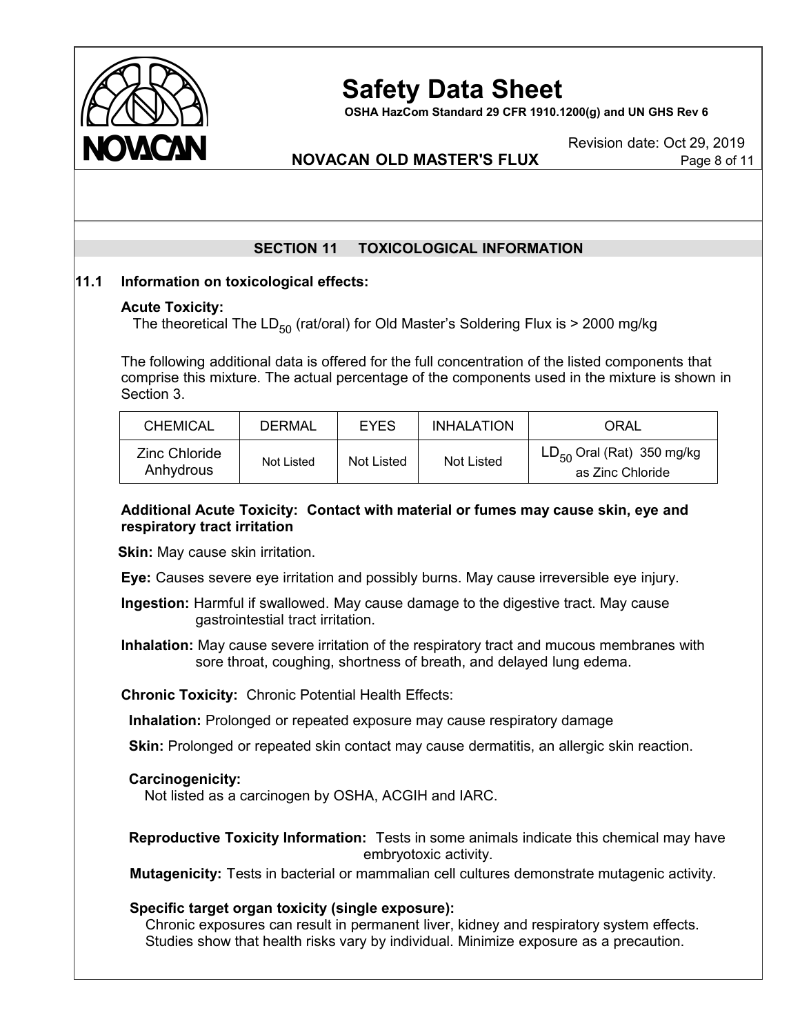## SECTION 11 TOXICOLOGICAL INFORMATION

### 11.1 Information on toxicological effects:

**Acute Toxicity:**

The theoretical The $LD_{50}$ (rat/oral) for Old Master's Soldering Flux is > 2000 mg/kg

The following additional data is offered for the full concentration of the listed components that comprise this mixture. The actual percentage of the components used in the mixture is shown in Section 3.

| CHEMICAL | DERMAL | EYES | INHALATION | ORAL |
|---|---|---|---|---|
| Zinc Chloride Anhydrous | Not Listed | Not Listed | Not Listed | $LD_{50}$ Oral (Rat) 350 mg/kg as Zinc Chloride |

**Additional Acute Toxicity: Contact with material or fumes may cause skin, eye and respiratory tract irritation**

**Skin:** May cause skin irritation.

**Eye:** Causes severe eye irritation and possibly burns. May cause irreversible eye injury.

**Ingestion:** Harmful if swallowed. May cause damage to the digestive tract. May cause gastrointestial tract irritation.

**Inhalation:** May cause severe irritation of the respiratory tract and mucous membranes with sore throat, coughing, shortness of breath, and delayed lung edema.

**Chronic Toxicity:** Chronic Potential Health Effects:

**Inhalation:** Prolonged or repeated exposure may cause respiratory damage

**Skin:** Prolonged or repeated skin contact may cause dermatitis, an allergic skin reaction.

**Carcinogenicity:**

Not listed as a carcinogen by OSHA, ACGIH and IARC.

**Reproductive Toxicity Information:** Tests in some animals indicate this chemical may have embryotoxic activity.

**Mutagenicity:** Tests in bacterial or mammalian cell cultures demonstrate mutagenic activity.

**Specific target organ toxicity (single exposure):**

Chronic exposures can result in permanent liver, kidney and respiratory system effects. Studies show that health risks vary by individual. Minimize exposure as a precaution.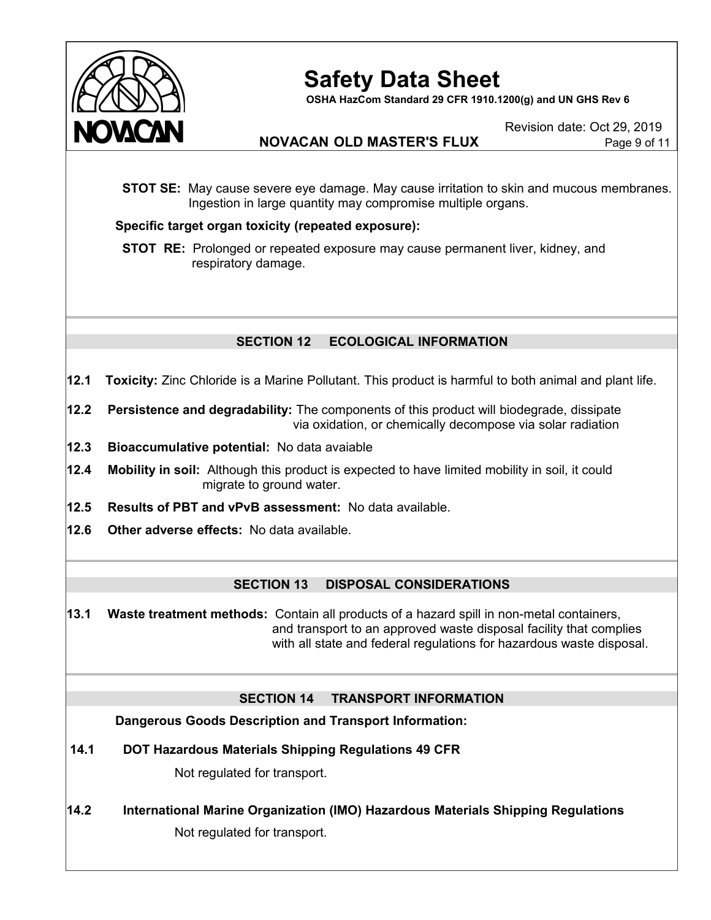**STOT SE:** May cause severe eye damage. May cause irritation to skin and mucous membranes. Ingestion in large quantity may compromise multiple organs.

**Specific target organ toxicity (repeated exposure):**

**STOT RE:** Prolonged or repeated exposure may cause permanent liver, kidney, and respiratory damage.

## SECTION 12 ECOLOGICAL INFORMATION

**12.1 Toxicity:** Zinc Chloride is a Marine Pollutant. This product is harmful to both animal and plant life.

**12.2 Persistence and degradability:** The components of this product will biodegrade, dissipate via oxidation, or chemically decompose via solar radiation

**12.3 Bioaccumulative potential:** No data avaiable

**12.4 Mobility in soil:** Although this product is expected to have limited mobility in soil, it could migrate to ground water.

**12.5 Results of PBT and vPvB assessment:** No data available.

**12.6 Other adverse effects:** No data available.

## SECTION 13 DISPOSAL CONSIDERATIONS

**13.1 Waste treatment methods:** Contain all products of a hazard spill in non-metal containers, and transport to an approved waste disposal facility that complies with all state and federal regulations for hazardous waste disposal.

## SECTION 14 TRANSPORT INFORMATION

**Dangerous Goods Description and Transport Information:**

**14.1 DOT Hazardous Materials Shipping Regulations 49 CFR**

Not regulated for transport.

**14.2 International Marine Organization (IMO) Hazardous Materials Shipping Regulations**

Not regulated for transport.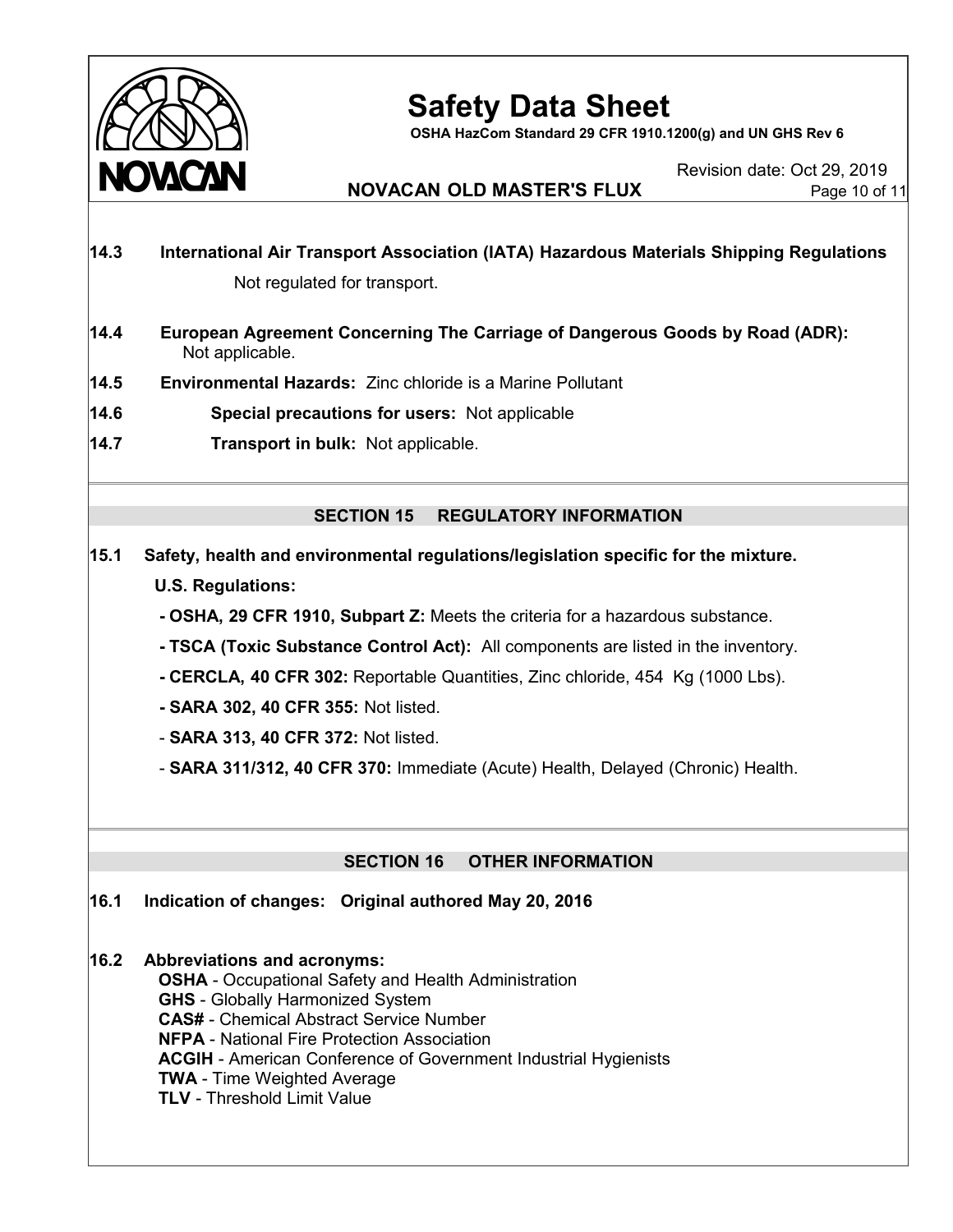**14.3 International Air Transport Association (IATA) Hazardous Materials Shipping Regulations**

Not regulated for transport.

**14.4 European Agreement Concerning The Carriage of Dangerous Goods by Road (ADR):** Not applicable.

**14.5 Environmental Hazards:** Zinc chloride is a Marine Pollutant

**14.6 Special precautions for users:** Not applicable

**14.7 Transport in bulk:** Not applicable.

## SECTION 15 REGULATORY INFORMATION

**15.1 Safety, health and environmental regulations/legislation specific for the mixture.**

**U.S. Regulations:**

- **OSHA, 29 CFR 1910, Subpart Z:** Meets the criteria for a hazardous substance.
- **TSCA (Toxic Substance Control Act):** All components are listed in the inventory.
- **CERCLA, 40 CFR 302:** Reportable Quantities, Zinc chloride, 454 Kg (1000 Lbs).
- **SARA 302, 40 CFR 355:** Not listed.
- **SARA 313, 40 CFR 372:** Not listed.
- **SARA 311/312, 40 CFR 370:** Immediate (Acute) Health, Delayed (Chronic) Health.

## SECTION 16 OTHER INFORMATION

**16.1 Indication of changes: Original authored May 20, 2016**

**16.2 Abbreviations and acronyms:**

**OSHA** - Occupational Safety and Health Administration
**GHS** - Globally Harmonized System
**CAS#** - Chemical Abstract Service Number
**NFPA** - National Fire Protection Association
**ACGIH** - American Conference of Government Industrial Hygienists
**TWA** - Time Weighted Average
**TLV** - Threshold Limit Value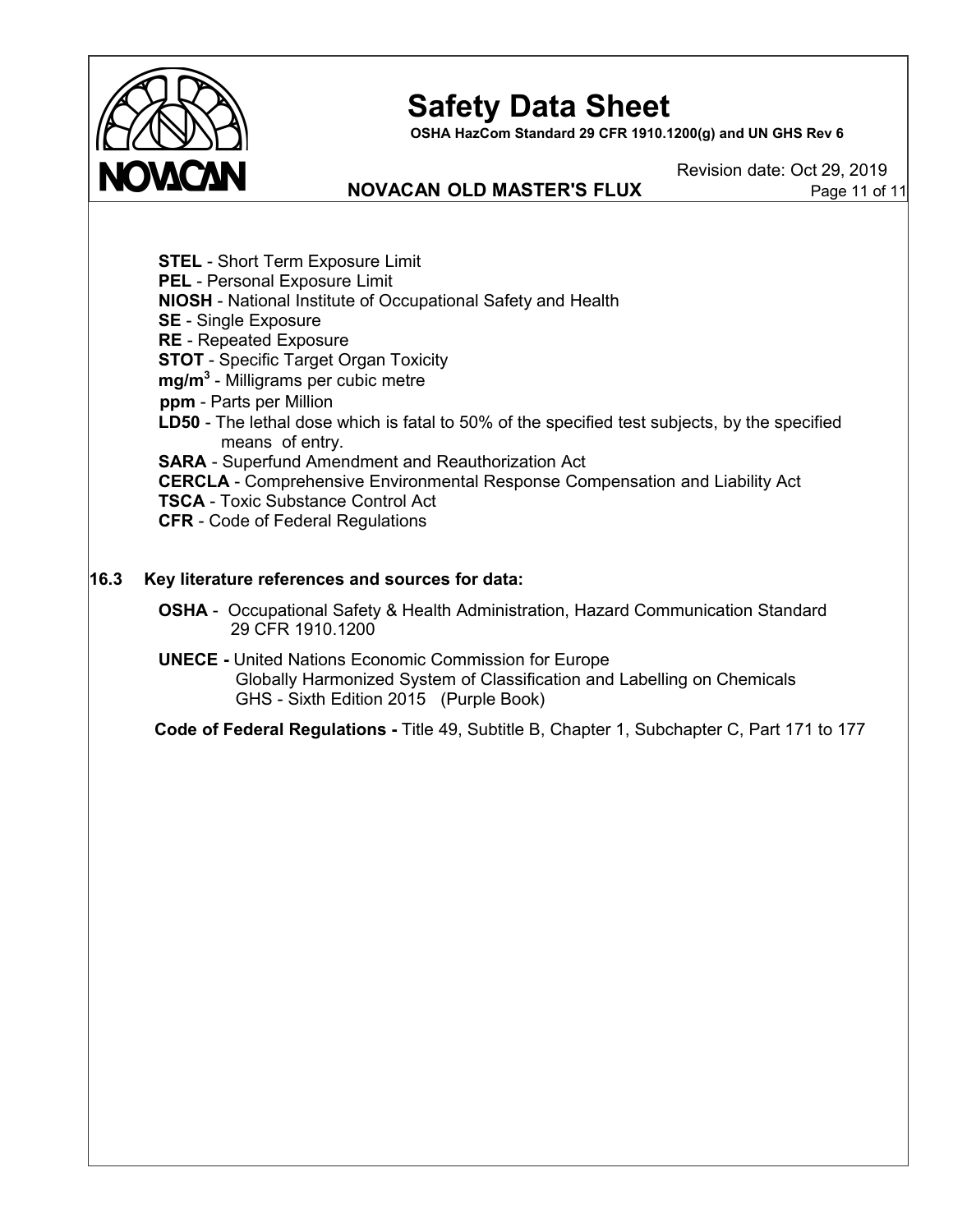**STEL** - Short Term Exposure Limit
**PEL** - Personal Exposure Limit
**NIOSH** - National Institute of Occupational Safety and Health
**SE** - Single Exposure
**RE** - Repeated Exposure
**STOT** - Specific Target Organ Toxicity
**mg/m$^3$** - Milligrams per cubic metre
**ppm** - Parts per Million
**LD50** - The lethal dose which is fatal to 50% of the specified test subjects, by the specified means of entry.
**SARA** - Superfund Amendment and Reauthorization Act
**CERCLA** - Comprehensive Environmental Response Compensation and Liability Act
**TSCA** - Toxic Substance Control Act
**CFR** - Code of Federal Regulations

## 16.3 Key literature references and sources for data:

**OSHA** - Occupational Safety & Health Administration, Hazard Communication Standard 29 CFR 1910.1200

**UNECE -** United Nations Economic Commission for Europe
Globally Harmonized System of Classification and Labelling on Chemicals
GHS - Sixth Edition 2015 (Purple Book)

**Code of Federal Regulations -** Title 49, Subtitle B, Chapter 1, Subchapter C, Part 171 to 177